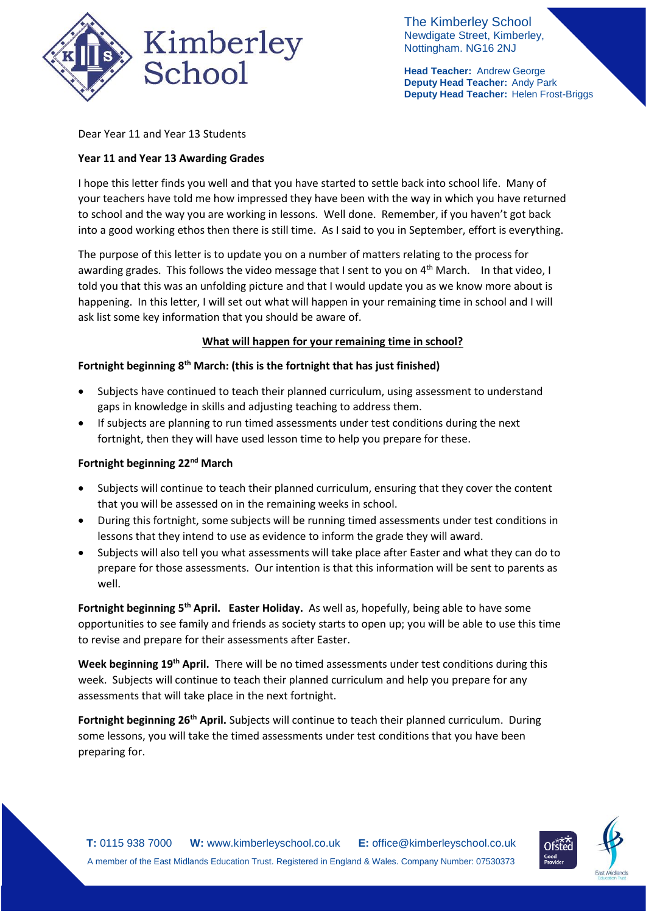The Kimberley School
Newdigate Street, Kimberley,
Nottingham. NG16 2NJ

**Head Teacher:** Andrew George
**Deputy Head Teacher:** Andy Park
**Deputy Head Teacher:** Helen Frost-Briggs

Dear Year 11 and Year 13 Students

**Year 11 and Year 13 Awarding Grades**

I hope this letter finds you well and that you have started to settle back into school life. Many of your teachers have told me how impressed they have been with the way in which you have returned to school and the way you are working in lessons. Well done. Remember, if you haven't got back into a good working ethos then there is still time. As I said to you in September, effort is everything.

The purpose of this letter is to update you on a number of matters relating to the process for awarding grades. This follows the video message that I sent to you on 4th March. In that video, I told you that this was an unfolding picture and that I would update you as we know more about is happening. In this letter, I will set out what will happen in your remaining time in school and I will ask list some key information that you should be aware of.

**What will happen for your remaining time in school?**

**Fortnight beginning 8th March: (this is the fortnight that has just finished)**

- Subjects have continued to teach their planned curriculum, using assessment to understand gaps in knowledge in skills and adjusting teaching to address them.
- If subjects are planning to run timed assessments under test conditions during the next fortnight, then they will have used lesson time to help you prepare for these.

**Fortnight beginning 22nd March**

- Subjects will continue to teach their planned curriculum, ensuring that they cover the content that you will be assessed on in the remaining weeks in school.
- During this fortnight, some subjects will be running timed assessments under test conditions in lessons that they intend to use as evidence to inform the grade they will award.
- Subjects will also tell you what assessments will take place after Easter and what they can do to prepare for those assessments. Our intention is that this information will be sent to parents as well.

**Fortnight beginning 5th April. Easter Holiday.** As well as, hopefully, being able to have some opportunities to see family and friends as society starts to open up; you will be able to use this time to revise and prepare for their assessments after Easter.

**Week beginning 19th April.** There will be no timed assessments under test conditions during this week. Subjects will continue to teach their planned curriculum and help you prepare for any assessments that will take place in the next fortnight.

**Fortnight beginning 26th April.** Subjects will continue to teach their planned curriculum. During some lessons, you will take the timed assessments under test conditions that you have been preparing for.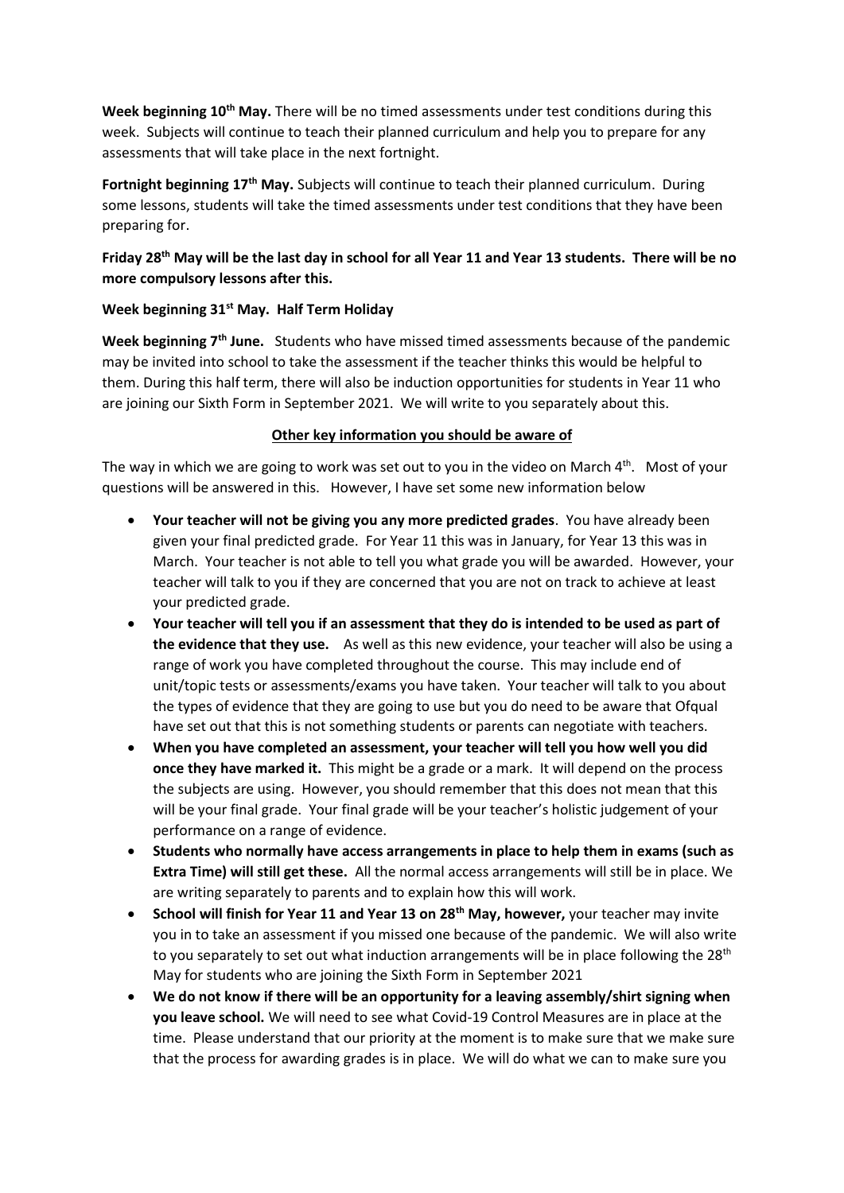**Week beginning 10th May.** There will be no timed assessments under test conditions during this week. Subjects will continue to teach their planned curriculum and help you to prepare for any assessments that will take place in the next fortnight.

**Fortnight beginning 17th May.** Subjects will continue to teach their planned curriculum. During some lessons, students will take the timed assessments under test conditions that they have been preparing for.

**Friday 28th May will be the last day in school for all Year 11 and Year 13 students. There will be no more compulsory lessons after this.**

**Week beginning 31st May. Half Term Holiday**

**Week beginning 7th June.** Students who have missed timed assessments because of the pandemic may be invited into school to take the assessment if the teacher thinks this would be helpful to them. During this half term, there will also be induction opportunities for students in Year 11 who are joining our Sixth Form in September 2021. We will write to you separately about this.

**<u>Other key information you should be aware of</u>**

The way in which we are going to work was set out to you in the video on March 4th. Most of your questions will be answered in this. However, I have set some new information below

- **Your teacher will not be giving you any more predicted grades**. You have already been given your final predicted grade. For Year 11 this was in January, for Year 13 this was in March. Your teacher is not able to tell you what grade you will be awarded. However, your teacher will talk to you if they are concerned that you are not on track to achieve at least your predicted grade.
- **Your teacher will tell you if an assessment that they do is intended to be used as part of the evidence that they use.** As well as this new evidence, your teacher will also be using a range of work you have completed throughout the course. This may include end of unit/topic tests or assessments/exams you have taken. Your teacher will talk to you about the types of evidence that they are going to use but you do need to be aware that Ofqual have set out that this is not something students or parents can negotiate with teachers.
- **When you have completed an assessment, your teacher will tell you how well you did once they have marked it.** This might be a grade or a mark. It will depend on the process the subjects are using. However, you should remember that this does not mean that this will be your final grade. Your final grade will be your teacher's holistic judgement of your performance on a range of evidence.
- **Students who normally have access arrangements in place to help them in exams (such as Extra Time) will still get these.** All the normal access arrangements will still be in place. We are writing separately to parents and to explain how this will work.
- **School will finish for Year 11 and Year 13 on 28th May, however,** your teacher may invite you in to take an assessment if you missed one because of the pandemic. We will also write to you separately to set out what induction arrangements will be in place following the 28th May for students who are joining the Sixth Form in September 2021
- **We do not know if there will be an opportunity for a leaving assembly/shirt signing when you leave school.** We will need to see what Covid-19 Control Measures are in place at the time. Please understand that our priority at the moment is to make sure that we make sure that the process for awarding grades is in place. We will do what we can to make sure you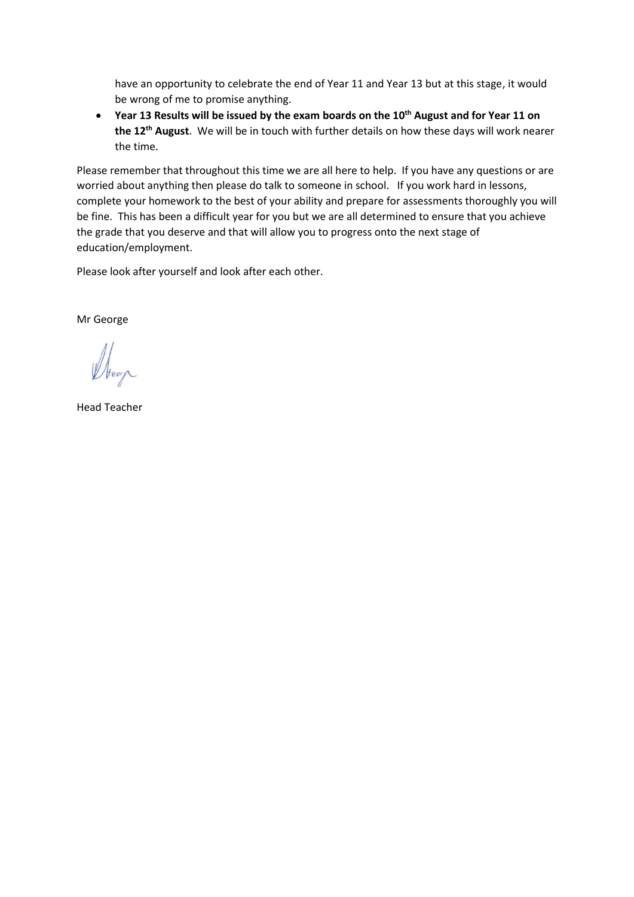have an opportunity to celebrate the end of Year 11 and Year 13 but at this stage, it would be wrong of me to promise anything.

- **Year 13 Results will be issued by the exam boards on the 10th August and for Year 11 on the 12th August**. We will be in touch with further details on how these days will work nearer the time.

Please remember that throughout this time we are all here to help. If you have any questions or are worried about anything then please do talk to someone in school. If you work hard in lessons, complete your homework to the best of your ability and prepare for assessments thoroughly you will be fine. This has been a difficult year for you but we are all determined to ensure that you achieve the grade that you deserve and that will allow you to progress onto the next stage of education/employment.

Please look after yourself and look after each other.

Mr George

Head Teacher